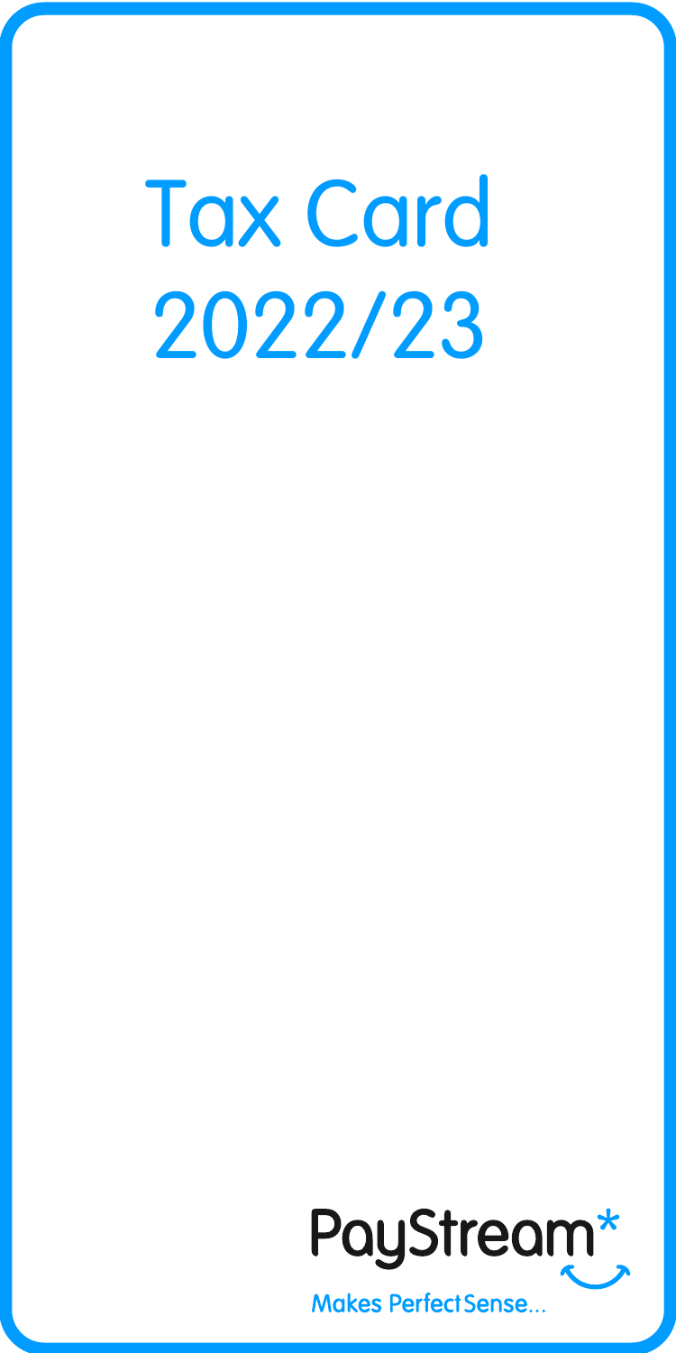# Tax Card 2022/23

PayStream*

Makes Perfect Sense...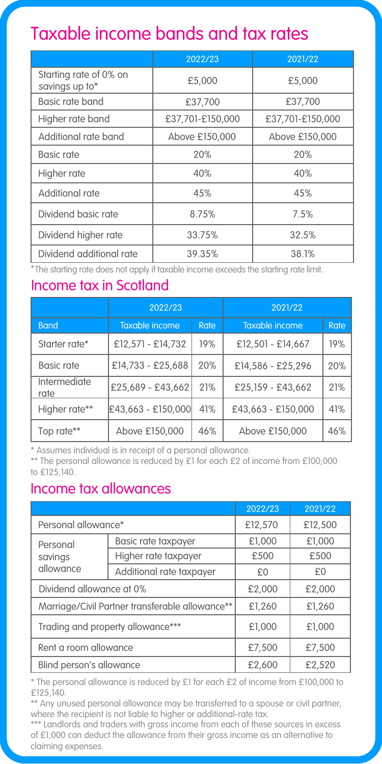## Taxable income bands and tax rates

| | 2022/23 | 2021/22 |
|---|---|---|
| Starting rate of 0% on savings up to* | £5,000 | £5,000 |
| Basic rate band | £37,700 | £37,700 |
| Higher rate band | £37,701-£150,000 | £37,701-£150,000 |
| Additional rate band | Above £150,000 | Above £150,000 |
| Basic rate | 20% | 20% |
| Higher rate | 40% | 40% |
| Additional rate | 45% | 45% |
| Dividend basic rate | 8.75% | 7.5% |
| Dividend higher rate | 33.75% | 32.5% |
| Dividend additional rate | 39.35% | 38.1% |

*The starting rate does not apply if taxable income exceeds the starting rate limit.

## Income tax in Scotland

| | 2022/23 | | 2021/22 | |
|---|---|---|---|---|
| Band | Taxable income | Rate | Taxable income | Rate |
| Starter rate* | £12,571 - £14,732 | 19% | £12,501 - £14,667 | 19% |
| Basic rate | £14,733 - £25,688 | 20% | £14,586 - £25,296 | 20% |
| Intermediate rate | £25,689 - £43,662 | 21% | £25,159 - £43,662 | 21% |
| Higher rate** | £43,663 - £150,000 | 41% | £43,663 - £150,000 | 41% |
| Top rate** | Above £150,000 | 46% | Above £150,000 | 46% |

\* Assumes individual is in receipt of a personal allowance.

** The personal allowance is reduced by £1 for each £2 of income from £100,000 to £125,140.

## Income tax allowances

| | | 2022/23 | 2021/22 |
|---|---|---|---|
| Personal allowance* | | £12,570 | £12,500 |
| Personal savings allowance | Basic rate taxpayer | £1,000 | £1,000 |
| | Higher rate taxpayer | £500 | £500 |
| | Additional rate taxpayer | £0 | £0 |
| Dividend allowance at 0% | | £2,000 | £2,000 |
| Marriage/Civil Partner transferable allowance** | | £1,260 | £1,260 |
| Trading and property allowance*** | | £1,000 | £1,000 |
| Rent a room allowance | | £7,500 | £7,500 |
| Blind person's allowance | | £2,600 | £2,520 |

\* The personal allowance is reduced by £1 for each £2 of income from £100,000 to £125,140.

** Any unused personal allowance may be transferred to a spouse or civil partner, where the recipient is not liable to higher or additional-rate tax.

*** Landlords and traders with gross income from each of these sources in excess of £1,000 can deduct the allowance from their gross income as an alternative to claiming expenses.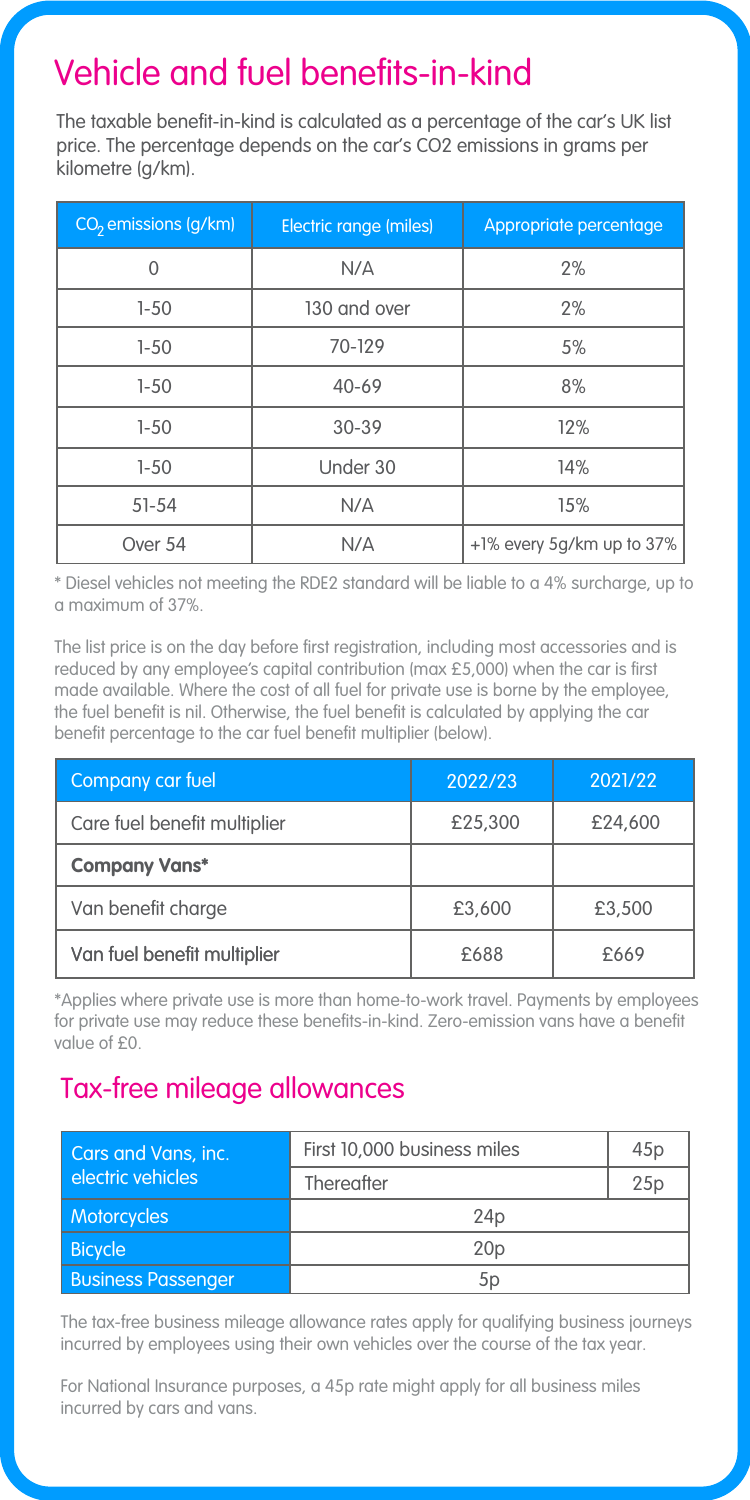# Vehicle and fuel benefits-in-kind

The taxable benefit-in-kind is calculated as a percentage of the car's UK list price. The percentage depends on the car's CO2 emissions in grams per kilometre (g/km).

| $CO_2$ emissions (g/km) | Electric range (miles) | Appropriate percentage |
|---|---|---|
| 0 | N/A | 2% |
| 1-50 | 130 and over | 2% |
| 1-50 | 70-129 | 5% |
| 1-50 | 40-69 | 8% |
| 1-50 | 30-39 | 12% |
| 1-50 | Under 30 | 14% |
| 51-54 | N/A | 15% |
| Over 54 | N/A | +1% every 5g/km up to 37% |

* Diesel vehicles not meeting the RDE2 standard will be liable to a 4% surcharge, up to a maximum of 37%.

The list price is on the day before first registration, including most accessories and is reduced by any employee's capital contribution (max £5,000) when the car is first made available. Where the cost of all fuel for private use is borne by the employee, the fuel benefit is nil. Otherwise, the fuel benefit is calculated by applying the car benefit percentage to the car fuel benefit multiplier (below).

| Company car fuel | 2022/23 | 2021/22 |
|---|---|---|
| Care fuel benefit multiplier | £25,300 | £24,600 |
| **Company Vans*** | | |
| Van benefit charge | £3,600 | £3,500 |
| Van fuel benefit multiplier | £688 | £669 |

*Applies where private use is more than home-to-work travel. Payments by employees for private use may reduce these benefits-in-kind. Zero-emission vans have a benefit value of £0.

## Tax-free mileage allowances

| | | |
|---|---|---|
| Cars and Vans, inc. electric vehicles | First 10,000 business miles | 45p |
| | Thereafter | 25p |
| Motorcycles | 24p | |
| Bicycle | 20p | |
| Business Passenger | 5p | |

The tax-free business mileage allowance rates apply for qualifying business journeys incurred by employees using their own vehicles over the course of the tax year.

For National Insurance purposes, a 45p rate might apply for all business miles incurred by cars and vans.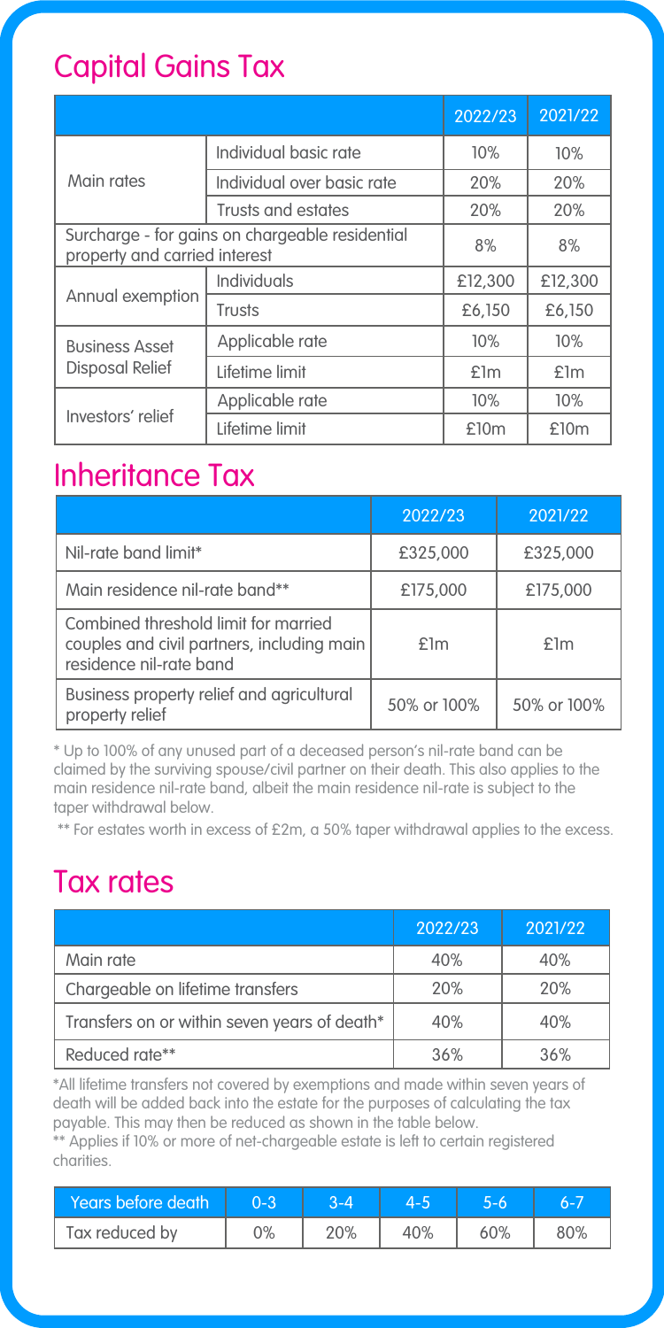## Capital Gains Tax

| | | 2022/23 | 2021/22 |
|---|---|---|---|
| Main rates | Individual basic rate | 10% | 10% |
| | Individual over basic rate | 20% | 20% |
| | Trusts and estates | 20% | 20% |
| Surcharge - for gains on chargeable residential property and carried interest | | 8% | 8% |
| Annual exemption | Individuals | £12,300 | £12,300 |
| | Trusts | £6,150 | £6,150 |
| Business Asset Disposal Relief | Applicable rate | 10% | 10% |
| | Lifetime limit | £1m | £1m |
| Investors' relief | Applicable rate | 10% | 10% |
| | Lifetime limit | £10m | £10m |

## Inheritance Tax

| | 2022/23 | 2021/22 |
|---|---|---|
| Nil-rate band limit* | £325,000 | £325,000 |
| Main residence nil-rate band** | £175,000 | £175,000 |
| Combined threshold limit for married couples and civil partners, including main residence nil-rate band | £1m | £1m |
| Business property relief and agricultural property relief | 50% or 100% | 50% or 100% |

* Up to 100% of any unused part of a deceased person's nil-rate band can be claimed by the surviving spouse/civil partner on their death. This also applies to the main residence nil-rate band, albeit the main residence nil-rate is subject to the taper withdrawal below.

** For estates worth in excess of £2m, a 50% taper withdrawal applies to the excess.

## Tax rates

| | 2022/23 | 2021/22 |
|---|---|---|
| Main rate | 40% | 40% |
| Chargeable on lifetime transfers | 20% | 20% |
| Transfers on or within seven years of death* | 40% | 40% |
| Reduced rate** | 36% | 36% |

*All lifetime transfers not covered by exemptions and made within seven years of death will be added back into the estate for the purposes of calculating the tax payable. This may then be reduced as shown in the table below.

** Applies if 10% or more of net-chargeable estate is left to certain registered charities.

| Years before death | 0-3 | 3-4 | 4-5 | 5-6 | 6-7 |
|---|---|---|---|---|---|
| Tax reduced by | 0% | 20% | 40% | 60% | 80% |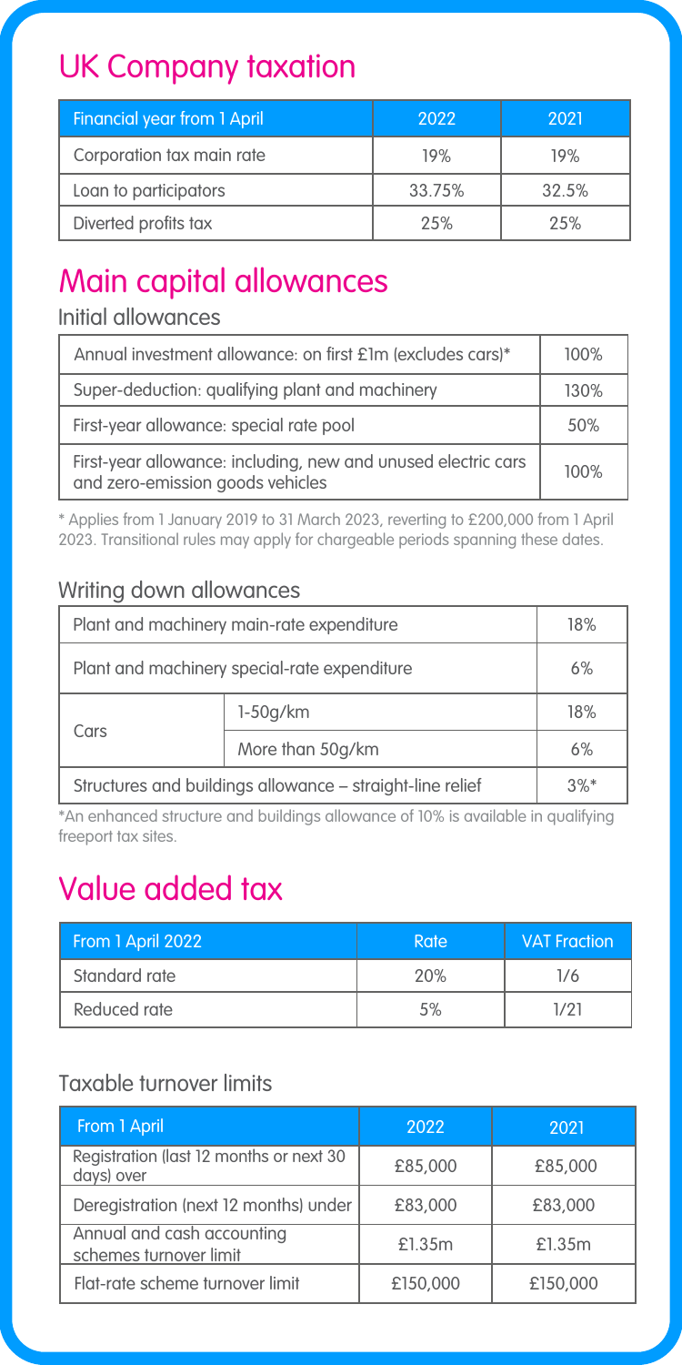# UK Company taxation

| Financial year from 1 April | 2022 | 2021 |
|---|---|---|
| Corporation tax main rate | 19% | 19% |
| Loan to participators | 33.75% | 32.5% |
| Diverted profits tax | 25% | 25% |

# Main capital allowances

## Initial allowances

| | |
|---|---|
| Annual investment allowance: on first £1m (excludes cars)* | 100% |
| Super-deduction: qualifying plant and machinery | 130% |
| First-year allowance: special rate pool | 50% |
| First-year allowance: including, new and unused electric cars and zero-emission goods vehicles | 100% |

\* Applies from 1 January 2019 to 31 March 2023, reverting to £200,000 from 1 April 2023. Transitional rules may apply for chargeable periods spanning these dates.

## Writing down allowances

| | | |
|---|---|---|
| Plant and machinery main-rate expenditure | | 18% |
| Plant and machinery special-rate expenditure | | 6% |
| Cars | 1-50g/km | 18% |
| | More than 50g/km | 6% |
| Structures and buildings allowance – straight-line relief | | 3%* |

*An enhanced structure and buildings allowance of 10% is available in qualifying freeport tax sites.

# Value added tax

| From 1 April 2022 | Rate | VAT Fraction |
|---|---|---|
| Standard rate | 20% | 1/6 |
| Reduced rate | 5% | 1/21 |

## Taxable turnover limits

| From 1 April | 2022 | 2021 |
|---|---|---|
| Registration (last 12 months or next 30 days) over | £85,000 | £85,000 |
| Deregistration (next 12 months) under | £83,000 | £83,000 |
| Annual and cash accounting schemes turnover limit | £1.35m | £1.35m |
| Flat-rate scheme turnover limit | £150,000 | £150,000 |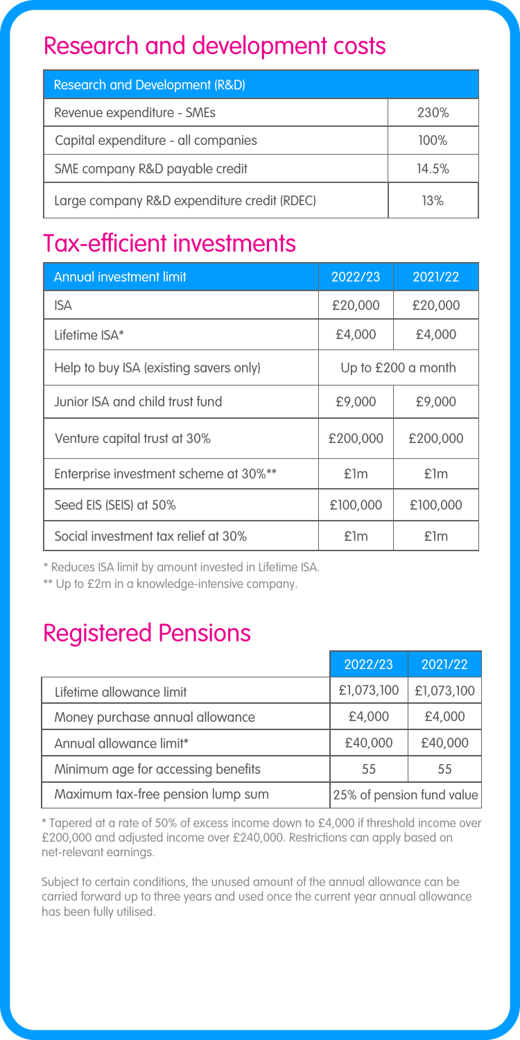## Research and development costs

| Research and Development (R&D) | |
|---|---|
| Revenue expenditure - SMEs | 230% |
| Capital expenditure - all companies | 100% |
| SME company R&D payable credit | 14.5% |
| Large company R&D expenditure credit (RDEC) | 13% |

## Tax-efficient investments

| Annual investment limit | 2022/23 | 2021/22 |
|---|---|---|
| ISA | £20,000 | £20,000 |
| Lifetime ISA* | £4,000 | £4,000 |
| Help to buy ISA (existing savers only) | Up to £200 a month | |
| Junior ISA and child trust fund | £9,000 | £9,000 |
| Venture capital trust at 30% | £200,000 | £200,000 |
| Enterprise investment scheme at 30%** | £1m | £1m |
| Seed EIS (SEIS) at 50% | £100,000 | £100,000 |
| Social investment tax relief at 30% | £1m | £1m |

* Reduces ISA limit by amount invested in Lifetime ISA.

** Up to £2m in a knowledge-intensive company.

## Registered Pensions

| | 2022/23 | 2021/22 |
|---|---|---|
| Lifetime allowance limit | £1,073,100 | £1,073,100 |
| Money purchase annual allowance | £4,000 | £4,000 |
| Annual allowance limit* | £40,000 | £40,000 |
| Minimum age for accessing benefits | 55 | 55 |
| Maximum tax-free pension lump sum | 25% of pension fund value | |

* Tapered at a rate of 50% of excess income down to £4,000 if threshold income over £200,000 and adjusted income over £240,000. Restrictions can apply based on net-relevant earnings.

Subject to certain conditions, the unused amount of the annual allowance can be carried forward up to three years and used once the current year annual allowance has been fully utilised.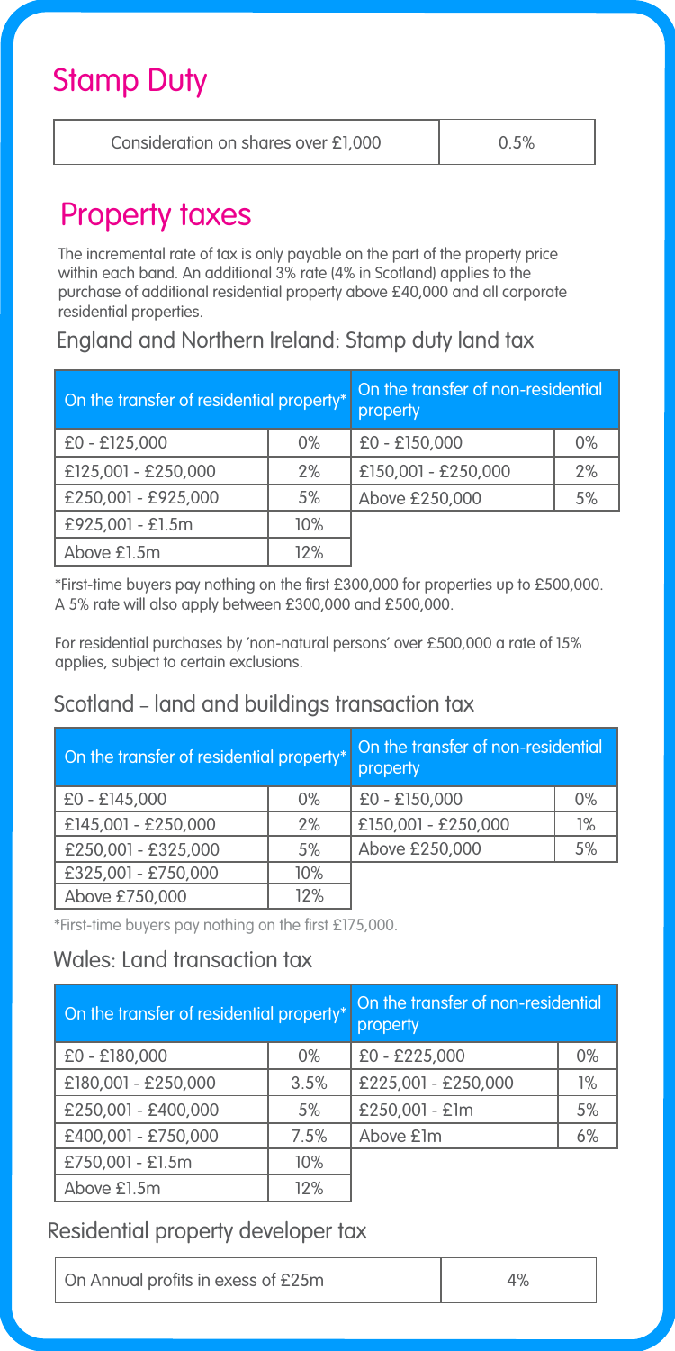# Stamp Duty

| Consideration on shares over £1,000 | 0.5% |
| --- | --- |

# Property taxes

The incremental rate of tax is only payable on the part of the property price within each band. An additional 3% rate (4% in Scotland) applies to the purchase of additional residential property above £40,000 and all corporate residential properties.

## England and Northern Ireland: Stamp duty land tax

| On the transfer of residential property* | | On the transfer of non-residential property | |
| --- | --- | --- | --- |
| £0 - £125,000 | 0% | £0 - £150,000 | 0% |
| £125,001 - £250,000 | 2% | £150,001 - £250,000 | 2% |
| £250,001 - £925,000 | 5% | Above £250,000 | 5% |
| £925,001 - £1.5m | 10% | | |
| Above £1.5m | 12% | | |

*First-time buyers pay nothing on the first £300,000 for properties up to £500,000. A 5% rate will also apply between £300,000 and £500,000.

For residential purchases by 'non-natural persons' over £500,000 a rate of 15% applies, subject to certain exclusions.

## Scotland – land and buildings transaction tax

| On the transfer of residential property* | | On the transfer of non-residential property | |
| --- | --- | --- | --- |
| £0 - £145,000 | 0% | £0 - £150,000 | 0% |
| £145,001 - £250,000 | 2% | £150,001 - £250,000 | 1% |
| £250,001 - £325,000 | 5% | Above £250,000 | 5% |
| £325,001 - £750,000 | 10% | | |
| Above £750,000 | 12% | | |

*First-time buyers pay nothing on the first £175,000.

## Wales: Land transaction tax

| On the transfer of residential property* | | On the transfer of non-residential property | |
| --- | --- | --- | --- |
| £0 - £180,000 | 0% | £0 - £225,000 | 0% |
| £180,001 - £250,000 | 3.5% | £225,001 - £250,000 | 1% |
| £250,001 - £400,000 | 5% | £250,001 - £1m | 5% |
| £400,001 - £750,000 | 7.5% | Above £1m | 6% |
| £750,001 - £1.5m | 10% | | |
| Above £1.5m | 12% | | |

## Residential property developer tax

| On Annual profits in exess of £25m | 4% |
| --- | --- |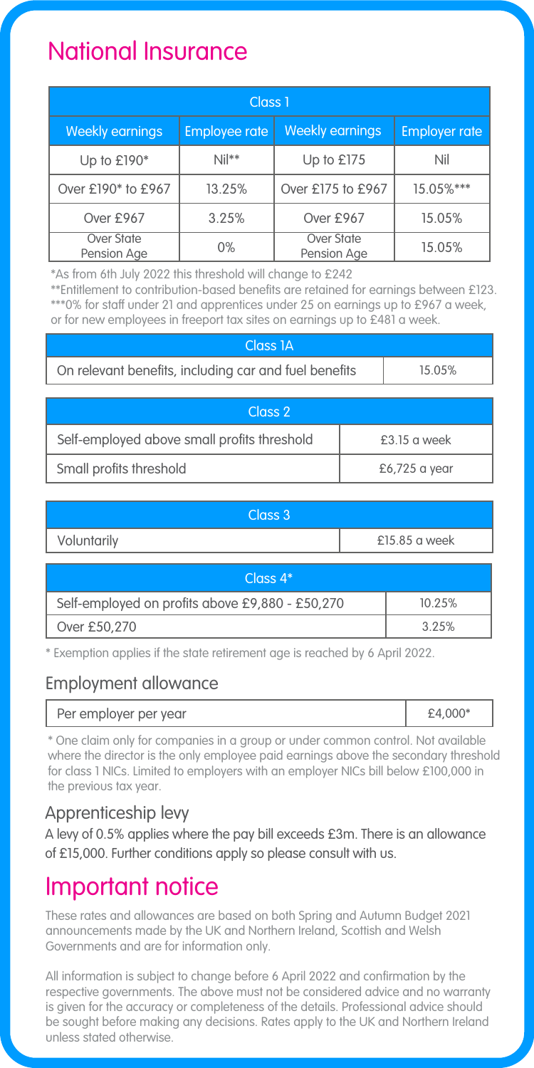# National Insurance

| Class 1 | | | |
|---|---|---|---|
| Weekly earnings | Employee rate | Weekly earnings | Employer rate |
| Up to £190* | Nil** | Up to £175 | Nil |
| Over £190* to £967 | 13.25% | Over £175 to £967 | 15.05%*** |
| Over £967 | 3.25% | Over £967 | 15.05% |
| Over State Pension Age | 0% | Over State Pension Age | 15.05% |

*As from 6th July 2022 this threshold will change to £242
**Entitlement to contribution-based benefits are retained for earnings between £123.
***0% for staff under 21 and apprentices under 25 on earnings up to £967 a week, or for new employees in freeport tax sites on earnings up to £481 a week.

| Class 1A | |
|---|---|
| On relevant benefits, including car and fuel benefits | 15.05% |

| Class 2 | |
|---|---|
| Self-employed above small profits threshold | £3.15 a week |
| Small profits threshold | £6,725 a year |

| Class 3 | |
|---|---|
| Voluntarily | £15.85 a week |

| Class 4* | |
|---|---|
| Self-employed on profits above £9,880 - £50,270 | 10.25% |
| Over £50,270 | 3.25% |

* Exemption applies if the state retirement age is reached by 6 April 2022.

## Employment allowance

| | |
|---|---|
| Per employer per year | £4,000* |

* One claim only for companies in a group or under common control. Not available where the director is the only employee paid earnings above the secondary threshold for class 1 NICs. Limited to employers with an employer NICs bill below £100,000 in the previous tax year.

## Apprenticeship levy

A levy of 0.5% applies where the pay bill exceeds £3m. There is an allowance of £15,000. Further conditions apply so please consult with us.

# Important notice

These rates and allowances are based on both Spring and Autumn Budget 2021 announcements made by the UK and Northern Ireland, Scottish and Welsh Governments and are for information only.

All information is subject to change before 6 April 2022 and confirmation by the respective governments. The above must not be considered advice and no warranty is given for the accuracy or completeness of the details. Professional advice should be sought before making any decisions. Rates apply to the UK and Northern Ireland unless stated otherwise.